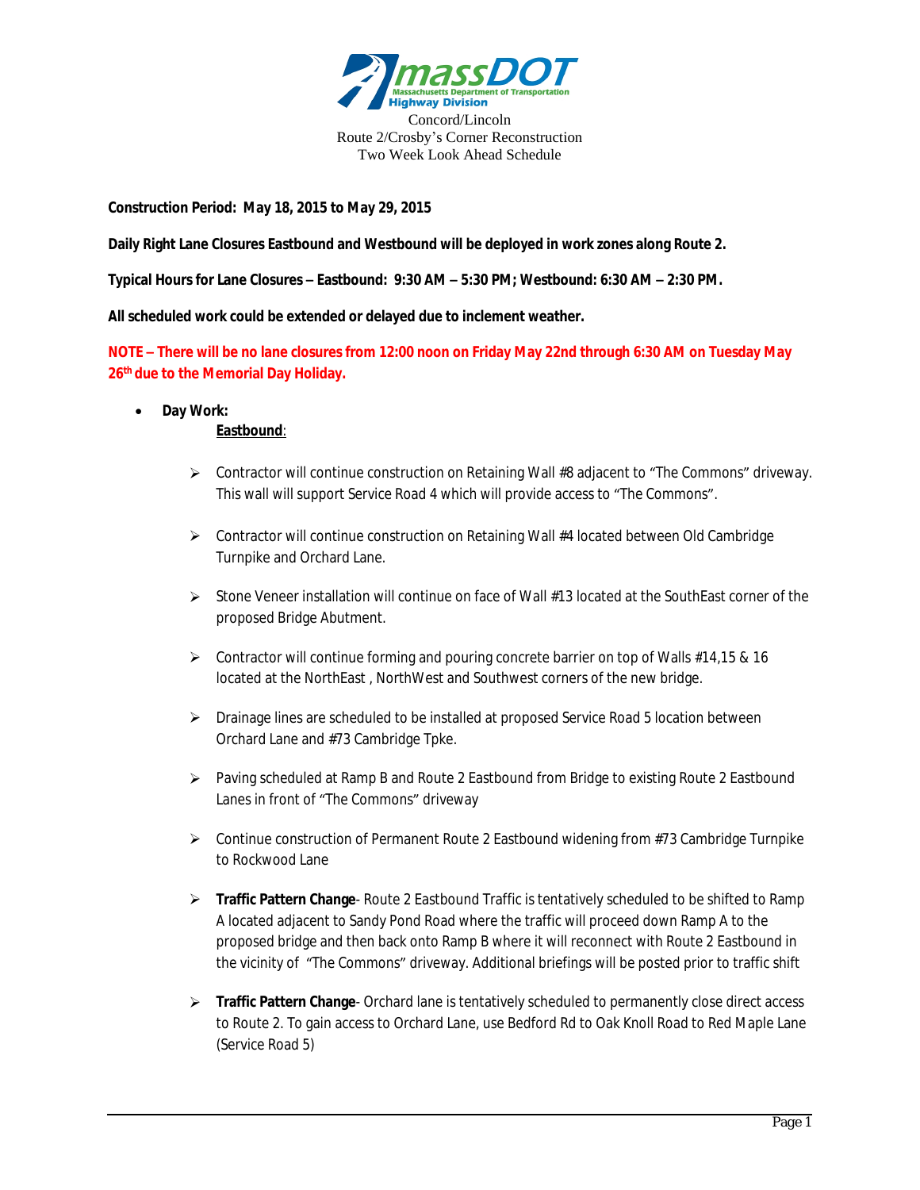massDOT
Massachusetts Department of Transportation
Highway Division

Concord/Lincoln
Route 2/Crosby's Corner Reconstruction
Two Week Look Ahead Schedule

**Construction Period: May 18, 2015 to May 29, 2015**

**Daily Right Lane Closures Eastbound and Westbound will be deployed in work zones along Route 2.**

**Typical Hours for Lane Closures – Eastbound: 9:30 AM – 5:30 PM; Westbound: 6:30 AM – 2:30 PM.**

**All scheduled work could be extended or delayed due to inclement weather.**

**NOTE – There will be no lane closures from 12:00 noon on Friday May 22nd through 6:30 AM on Tuesday May 26th due to the Memorial Day Holiday.**

- **Day Work:**

  **Eastbound**:

  - Contractor will continue construction on Retaining Wall #8 adjacent to "The Commons" driveway. This wall will support Service Road 4 which will provide access to "The Commons".
  - Contractor will continue construction on Retaining Wall #4 located between Old Cambridge Turnpike and Orchard Lane.
  - Stone Veneer installation will continue on face of Wall #13 located at the SouthEast corner of the proposed Bridge Abutment.
  - Contractor will continue forming and pouring concrete barrier on top of Walls #14,15 & 16 located at the NorthEast , NorthWest and Southwest corners of the new bridge.
  - Drainage lines are scheduled to be installed at proposed Service Road 5 location between Orchard Lane and #73 Cambridge Tpke.
  - Paving scheduled at Ramp B and Route 2 Eastbound from Bridge to existing Route 2 Eastbound Lanes in front of "The Commons" driveway
  - Continue construction of Permanent Route 2 Eastbound widening from #73 Cambridge Turnpike to Rockwood Lane
  - **Traffic Pattern Change**- Route 2 Eastbound Traffic is tentatively scheduled to be shifted to Ramp A located adjacent to Sandy Pond Road where the traffic will proceed down Ramp A to the proposed bridge and then back onto Ramp B where it will reconnect with Route 2 Eastbound in the vicinity of "The Commons" driveway. Additional briefings will be posted prior to traffic shift
  - **Traffic Pattern Change**- Orchard lane is tentatively scheduled to permanently close direct access to Route 2. To gain access to Orchard Lane, use Bedford Rd to Oak Knoll Road to Red Maple Lane (Service Road 5)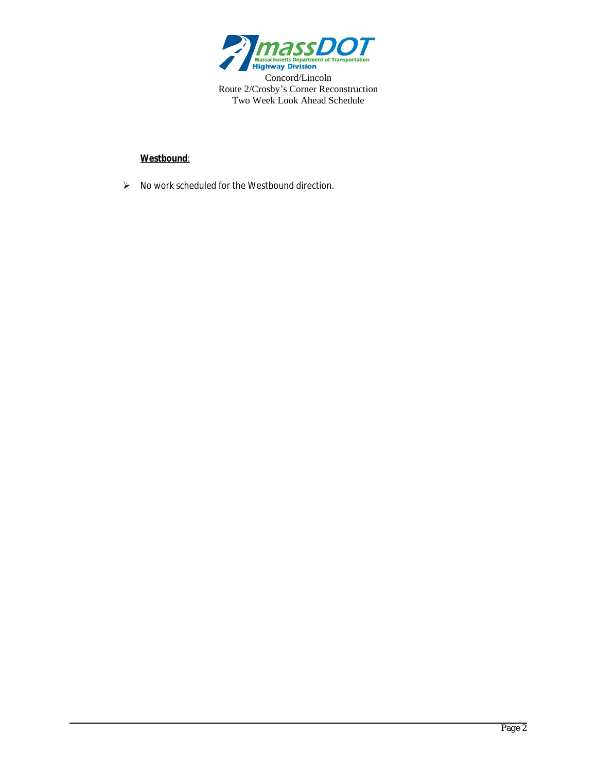Concord/Lincoln
Route 2/Crosby's Corner Reconstruction
Two Week Look Ahead Schedule

**Westbound**:

- No work scheduled for the Westbound direction.